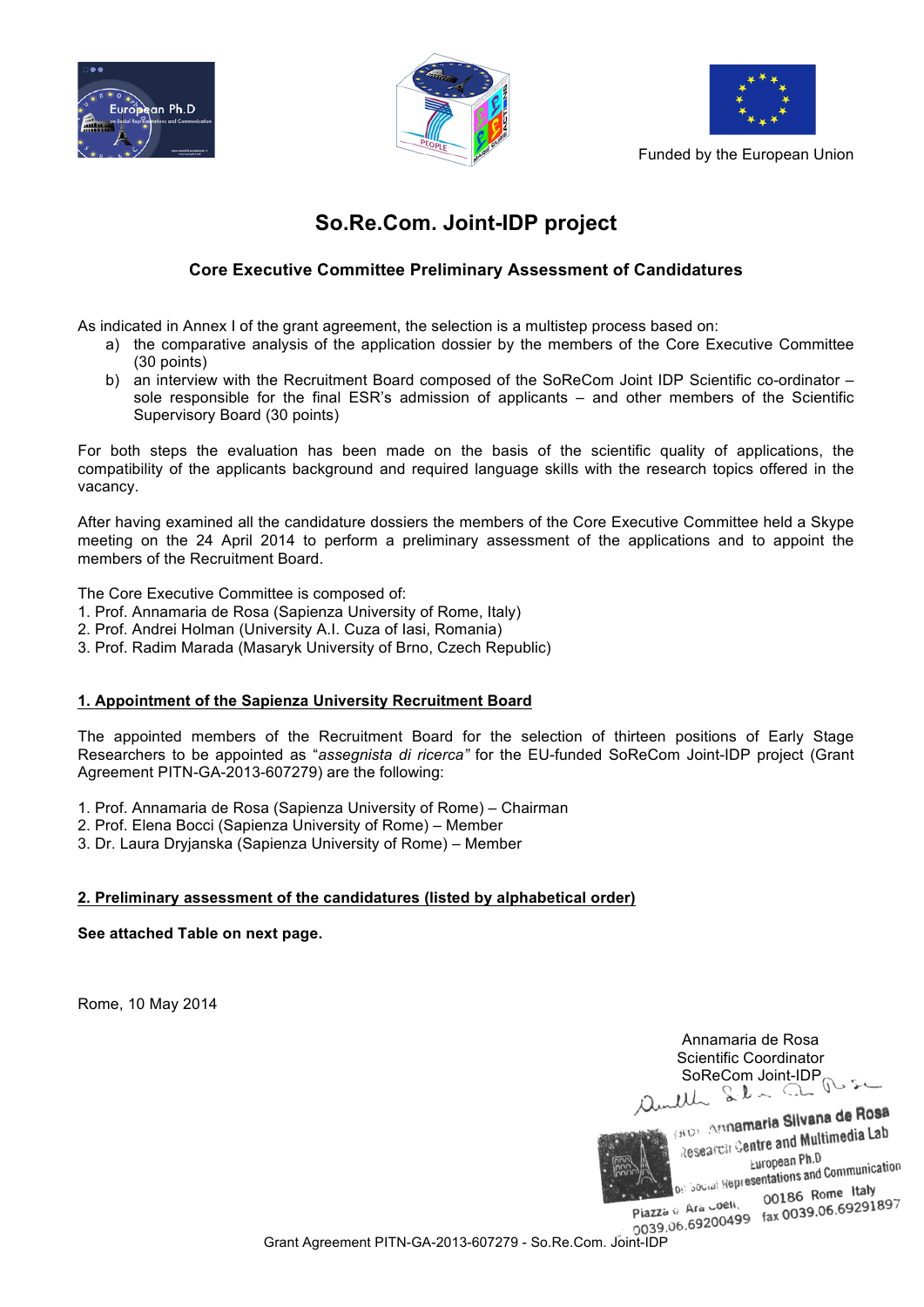Funded by the European Union

# So.Re.Com. Joint-IDP project

### Core Executive Committee Preliminary Assessment of Candidatures

As indicated in Annex I of the grant agreement, the selection is a multistep process based on:

a) the comparative analysis of the application dossier by the members of the Core Executive Committee (30 points)
b) an interview with the Recruitment Board composed of the SoReCom Joint IDP Scientific co-ordinator – sole responsible for the final ESR's admission of applicants – and other members of the Scientific Supervisory Board (30 points)

For both steps the evaluation has been made on the basis of the scientific quality of applications, the compatibility of the applicants background and required language skills with the research topics offered in the vacancy.

After having examined all the candidature dossiers the members of the Core Executive Committee held a Skype meeting on the 24 April 2014 to perform a preliminary assessment of the applications and to appoint the members of the Recruitment Board.

The Core Executive Committee is composed of:
1. Prof. Annamaria de Rosa (Sapienza University of Rome, Italy)
2. Prof. Andrei Holman (University A.I. Cuza of Iasi, Romania)
3. Prof. Radim Marada (Masaryk University of Brno, Czech Republic)

**1. Appointment of the Sapienza University Recruitment Board**

The appointed members of the Recruitment Board for the selection of thirteen positions of Early Stage Researchers to be appointed as "*assegnista di ricerca"* for the EU-funded SoReCom Joint-IDP project (Grant Agreement PITN-GA-2013-607279) are the following:

1. Prof. Annamaria de Rosa (Sapienza University of Rome) – Chairman
2. Prof. Elena Bocci (Sapienza University of Rome) – Member
3. Dr. Laura Dryjanska (Sapienza University of Rome) – Member

**2. Preliminary assessment of the candidatures (listed by alphabetical order)**

**See attached Table on next page.**

Rome, 10 May 2014

Annamaria de Rosa
Scientific Coordinator
SoReCom Joint-IDP

Prof. Annamaria Silvana de Rosa
Research Centre and Multimedia Lab
European Ph.D
on Social Representations and Communication
Piazza d'Ara Coeli, 00186 Rome Italy
0039.06.69200499 fax 0039.06.69291897

Grant Agreement PITN-GA-2013-607279 - So.Re.Com. Joint-IDP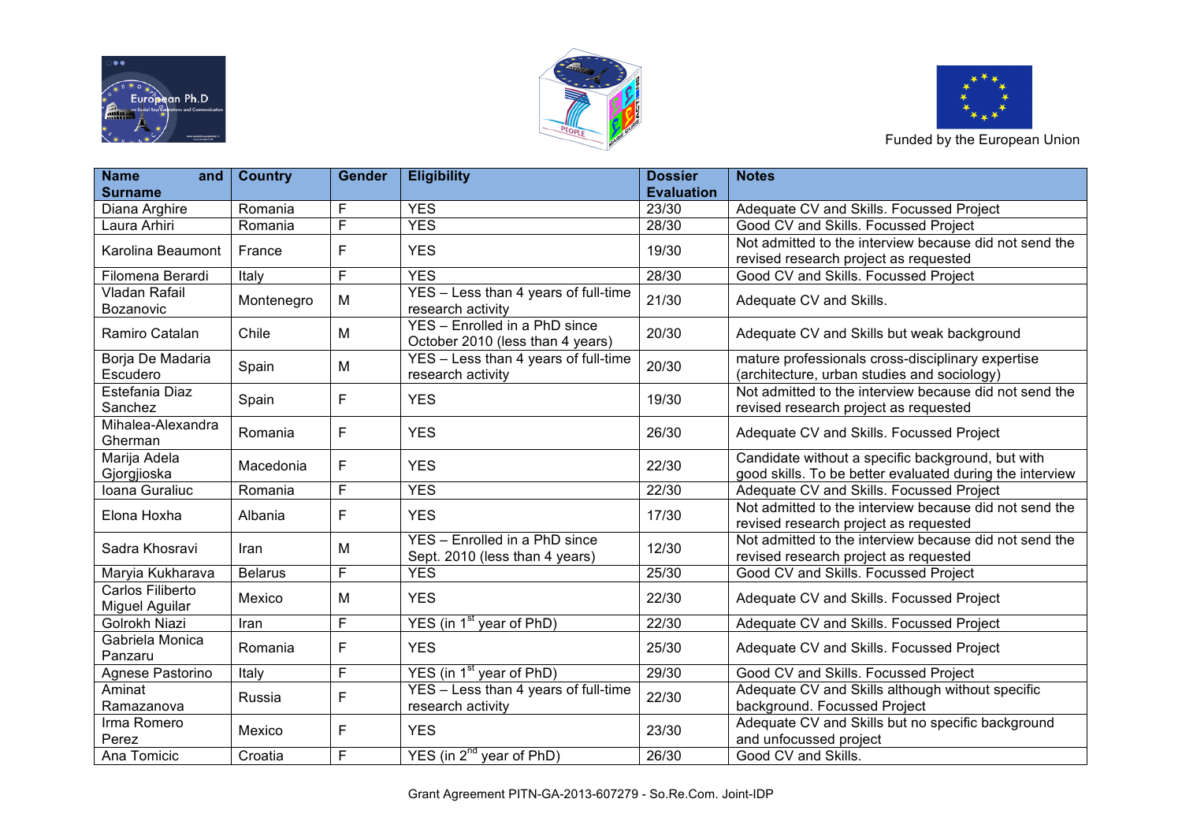Funded by the European Union

| Name and Surname | Country | Gender | Eligibility | Dossier Evaluation | Notes |
|---|---|---|---|---|---|
| Diana Arghire | Romania | F | YES | 23/30 | Adequate CV and Skills. Focussed Project |
| Laura Arhiri | Romania | F | YES | 28/30 | Good CV and Skills. Focussed Project |
| Karolina Beaumont | France | F | YES | 19/30 | Not admitted to the interview because did not send the revised research project as requested |
| Filomena Berardi | Italy | F | YES | 28/30 | Good CV and Skills. Focussed Project |
| Vladan Rafail Bozanovic | Montenegro | M | YES – Less than 4 years of full-time research activity | 21/30 | Adequate CV and Skills. |
| Ramiro Catalan | Chile | M | YES – Enrolled in a PhD since October 2010 (less than 4 years) | 20/30 | Adequate CV and Skills but weak background |
| Borja De Madaria Escudero | Spain | M | YES – Less than 4 years of full-time research activity | 20/30 | mature professionals cross-disciplinary expertise (architecture, urban studies and sociology) |
| Estefania Diaz Sanchez | Spain | F | YES | 19/30 | Not admitted to the interview because did not send the revised research project as requested |
| Mihalea-Alexandra Gherman | Romania | F | YES | 26/30 | Adequate CV and Skills. Focussed Project |
| Marija Adela Gjorgjioska | Macedonia | F | YES | 22/30 | Candidate without a specific background, but with good skills. To be better evaluated during the interview |
| Ioana Guraliuc | Romania | F | YES | 22/30 | Adequate CV and Skills. Focussed Project |
| Elona Hoxha | Albania | F | YES | 17/30 | Not admitted to the interview because did not send the revised research project as requested |
| Sadra Khosravi | Iran | M | YES – Enrolled in a PhD since Sept. 2010 (less than 4 years) | 12/30 | Not admitted to the interview because did not send the revised research project as requested |
| Maryia Kukharava | Belarus | F | YES | 25/30 | Good CV and Skills. Focussed Project |
| Carlos Filiberto Miguel Aguilar | Mexico | M | YES | 22/30 | Adequate CV and Skills. Focussed Project |
| Golrokh Niazi | Iran | F | YES (in 1st year of PhD) | 22/30 | Adequate CV and Skills. Focussed Project |
| Gabriela Monica Panzaru | Romania | F | YES | 25/30 | Adequate CV and Skills. Focussed Project |
| Agnese Pastorino | Italy | F | YES (in 1st year of PhD) | 29/30 | Good CV and Skills. Focussed Project |
| Aminat Ramazanova | Russia | F | YES – Less than 4 years of full-time research activity | 22/30 | Adequate CV and Skills although without specific background. Focussed Project |
| Irma Romero Perez | Mexico | F | YES | 23/30 | Adequate CV and Skills but no specific background and unfocussed project |
| Ana Tomicic | Croatia | F | YES (in 2nd year of PhD) | 26/30 | Good CV and Skills. |

Grant Agreement PITN-GA-2013-607279 - So.Re.Com. Joint-IDP